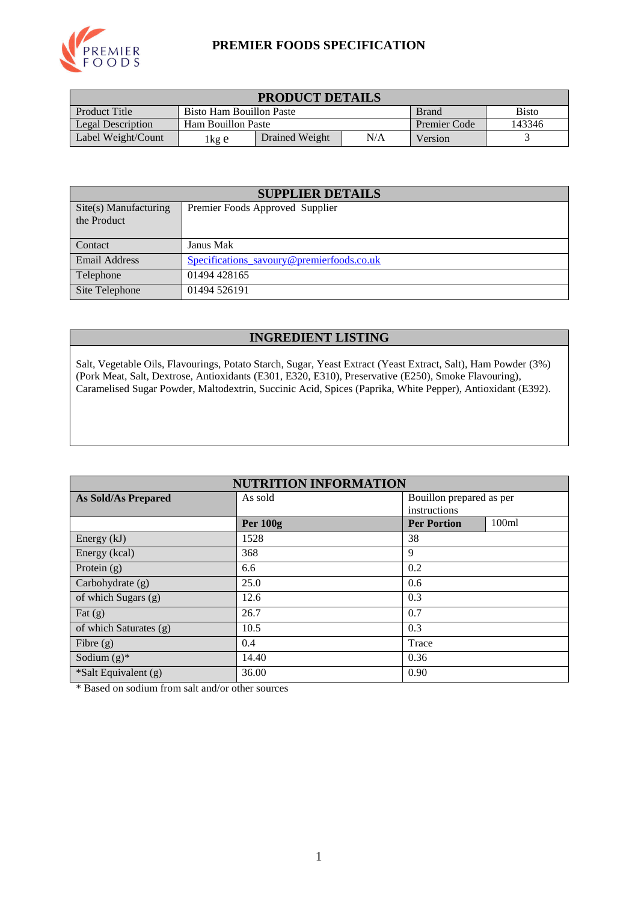# PREMIER FOODS SPECIFICATION

| PRODUCT DETAILS | | | | | |
|---|---|---|---|---|---|
| Product Title | Bisto Ham Bouillon Paste | | | Brand | Bisto |
| Legal Description | Ham Bouillon Paste | | | Premier Code | 143346 |
| Label Weight/Count | 1kg e | Drained Weight | N/A | Version | 3 |

| SUPPLIER DETAILS | |
|---|---|
| Site(s) Manufacturing the Product | Premier Foods Approved Supplier |
| Contact | Janus Mak |
| Email Address | Specifications_savoury@premierfoods.co.uk |
| Telephone | 01494 428165 |
| Site Telephone | 01494 526191 |

## INGREDIENT LISTING

Salt, Vegetable Oils, Flavourings, Potato Starch, Sugar, Yeast Extract (Yeast Extract, Salt), Ham Powder (3%) (Pork Meat, Salt, Dextrose, Antioxidants (E301, E320, E310), Preservative (E250), Smoke Flavouring), Caramelised Sugar Powder, Maltodextrin, Succinic Acid, Spices (Paprika, White Pepper), Antioxidant (E392).

| NUTRITION INFORMATION | | | |
|---|---|---|---|
| **As Sold/As Prepared** | As sold | Bouillon prepared as per instructions | |
| | **Per 100g** | **Per Portion** | 100ml |
| Energy (kJ) | 1528 | 38 | |
| Energy (kcal) | 368 | 9 | |
| Protein (g) | 6.6 | 0.2 | |
| Carbohydrate (g) | 25.0 | 0.6 | |
| of which Sugars (g) | 12.6 | 0.3 | |
| Fat (g) | 26.7 | 0.7 | |
| of which Saturates (g) | 10.5 | 0.3 | |
| Fibre (g) | 0.4 | Trace | |
| Sodium (g)* | 14.40 | 0.36 | |
| *Salt Equivalent (g) | 36.00 | 0.90 | |

* Based on sodium from salt and/or other sources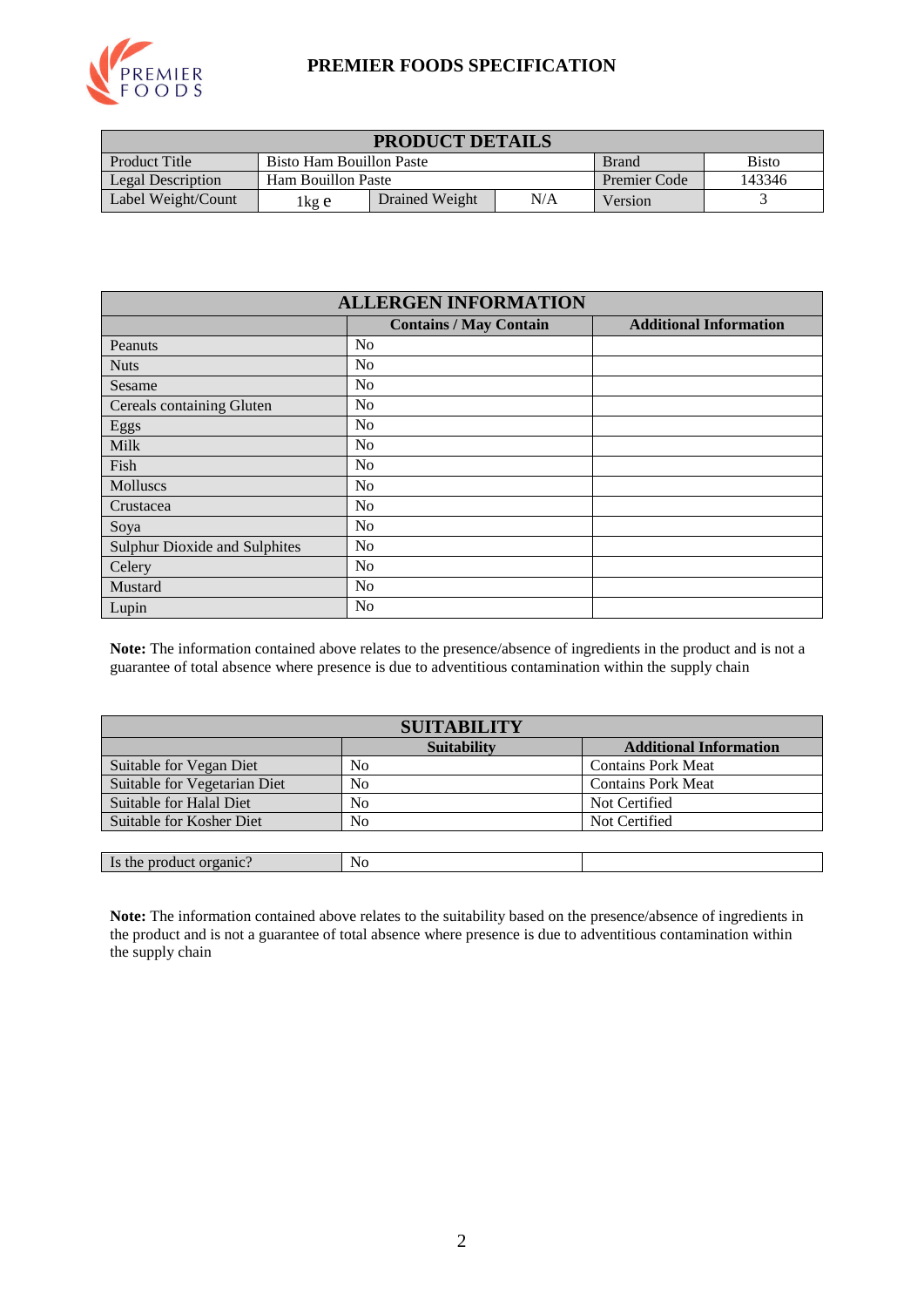# PREMIER FOODS SPECIFICATION

| PRODUCT DETAILS | | | | | |
|---|---|---|---|---|---|
| Product Title | Bisto Ham Bouillon Paste | | | Brand | Bisto |
| Legal Description | Ham Bouillon Paste | | | Premier Code | 143346 |
| Label Weight/Count | 1kg e | Drained Weight | N/A | Version | 3 |

| ALLERGEN INFORMATION | | |
|---|---|---|
| | **Contains / May Contain** | **Additional Information** |
| Peanuts | No | |
| Nuts | No | |
| Sesame | No | |
| Cereals containing Gluten | No | |
| Eggs | No | |
| Milk | No | |
| Fish | No | |
| Molluscs | No | |
| Crustacea | No | |
| Soya | No | |
| Sulphur Dioxide and Sulphites | No | |
| Celery | No | |
| Mustard | No | |
| Lupin | No | |

**Note:** The information contained above relates to the presence/absence of ingredients in the product and is not a guarantee of total absence where presence is due to adventitious contamination within the supply chain

| SUITABILITY | | |
|---|---|---|
| | **Suitability** | **Additional Information** |
| Suitable for Vegan Diet | No | Contains Pork Meat |
| Suitable for Vegetarian Diet | No | Contains Pork Meat |
| Suitable for Halal Diet | No | Not Certified |
| Suitable for Kosher Diet | No | Not Certified |

| Is the product organic? | No | |
|---|---|---|

**Note:** The information contained above relates to the suitability based on the presence/absence of ingredients in the product and is not a guarantee of total absence where presence is due to adventitious contamination within the supply chain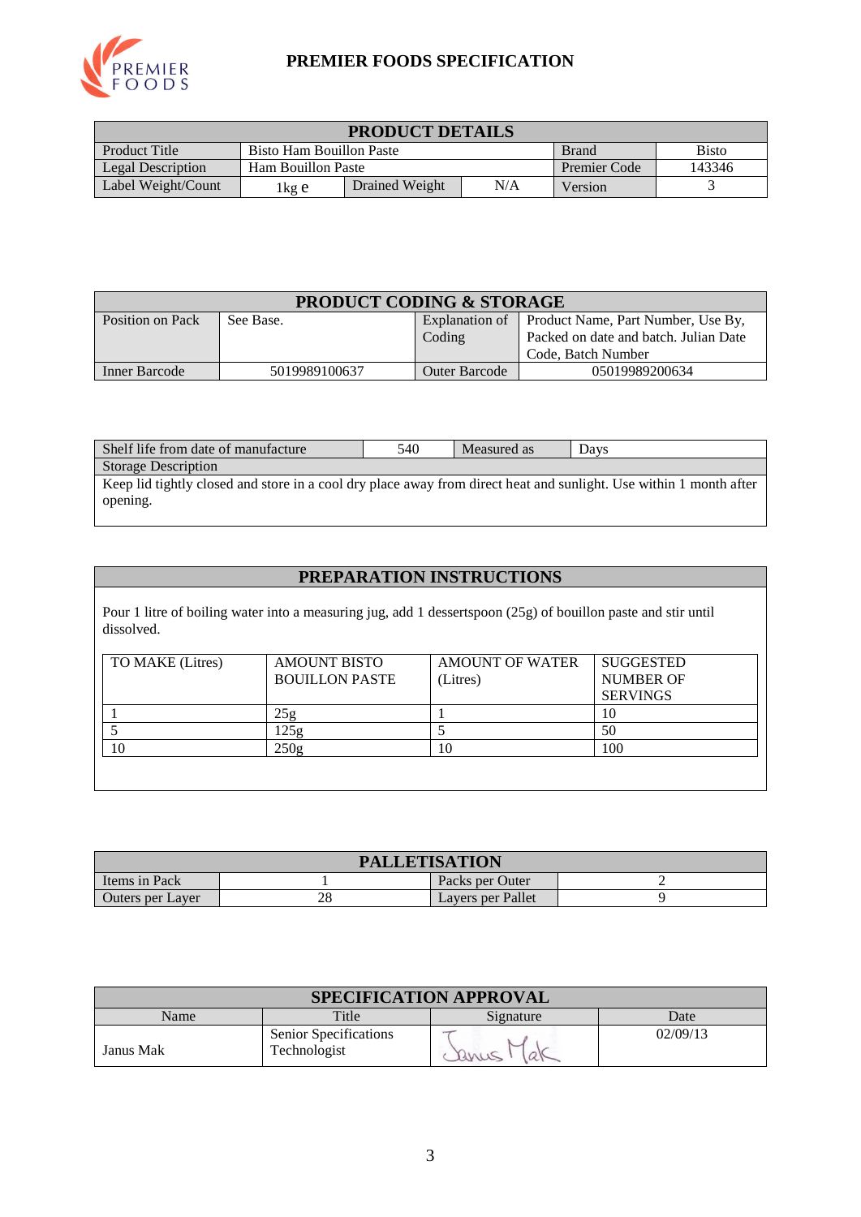# PREMIER FOODS SPECIFICATION

| PRODUCT DETAILS | | | | | |
|---|---|---|---|---|---|
| Product Title | Bisto Ham Bouillon Paste | | | Brand | Bisto |
| Legal Description | Ham Bouillon Paste | | | Premier Code | 143346 |
| Label Weight/Count | 1kg e | Drained Weight | N/A | Version | 3 |

| PRODUCT CODING & STORAGE | | | |
|---|---|---|---|
| Position on Pack | See Base. | Explanation of Coding | Product Name, Part Number, Use By, Packed on date and batch. Julian Date Code, Batch Number |
| Inner Barcode | 5019989100637 | Outer Barcode | 05019989200634 |

| | | | |
|---|---|---|---|
| Shelf life from date of manufacture | 540 | Measured as | Days |
| Storage Description | | | |
| Keep lid tightly closed and store in a cool dry place away from direct heat and sunlight. Use within 1 month after opening. | | | |

## PREPARATION INSTRUCTIONS

Pour 1 litre of boiling water into a measuring jug, add 1 dessertspoon (25g) of bouillon paste and stir until dissolved.

| TO MAKE (Litres) | AMOUNT BISTO BOUILLON PASTE | AMOUNT OF WATER (Litres) | SUGGESTED NUMBER OF SERVINGS |
|---|---|---|---|
| 1 | 25g | 1 | 10 |
| 5 | 125g | 5 | 50 |
| 10 | 250g | 10 | 100 |

| PALLETISATION | | | |
|---|---|---|---|
| Items in Pack | 1 | Packs per Outer | 2 |
| Outers per Layer | 28 | Layers per Pallet | 9 |

| SPECIFICATION APPROVAL | | | |
|---|---|---|---|
| Name | Title | Signature | Date |
| Janus Mak | Senior Specifications Technologist | Janus Mak | 02/09/13 |